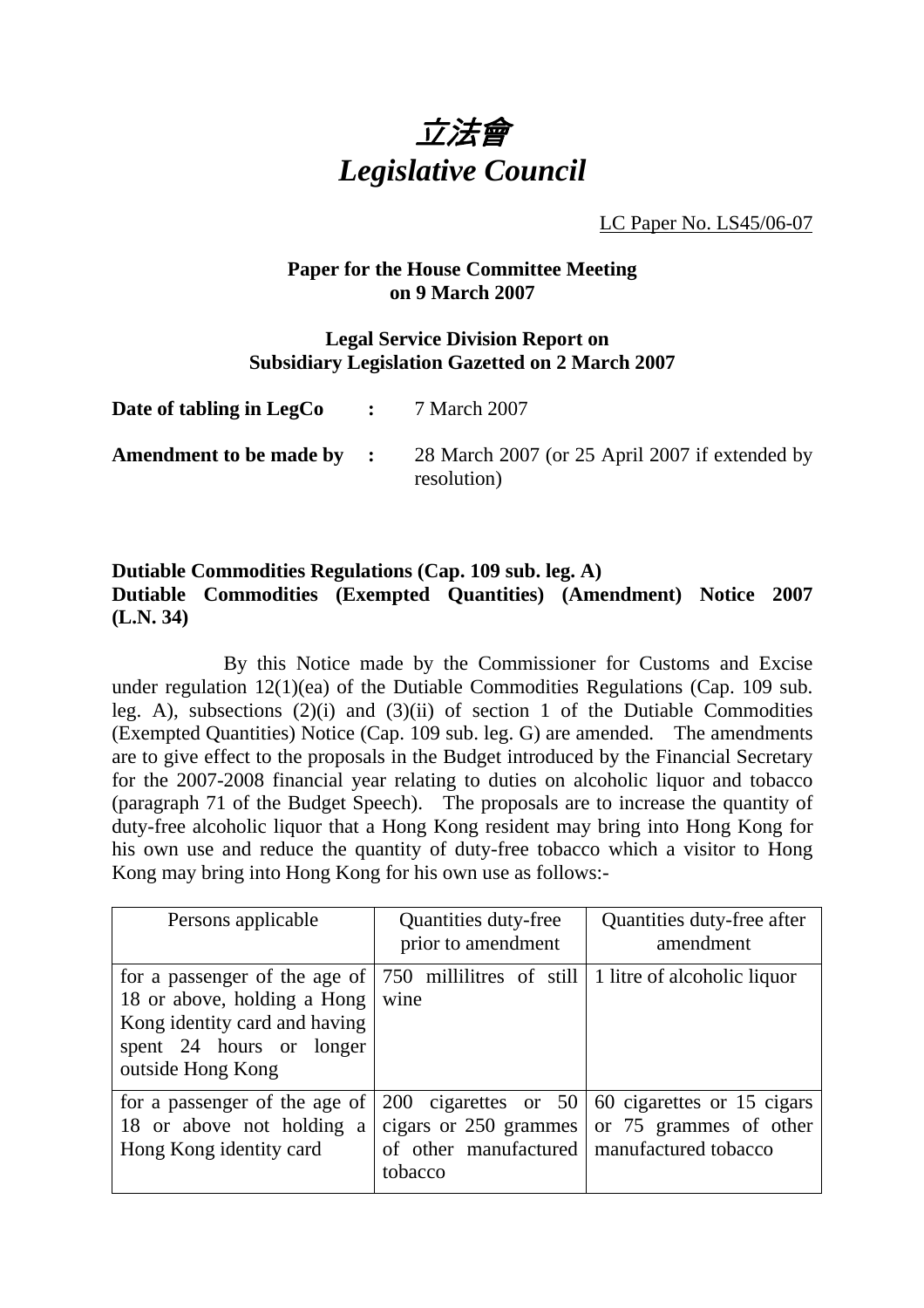# *立法會*
# *Legislative Council*

LC Paper No. LS45/06-07

**Paper for the House Committee Meeting on 9 March 2007**

**Legal Service Division Report on Subsidiary Legislation Gazetted on 2 March 2007**

**Date of tabling in LegCo :** 7 March 2007

**Amendment to be made by :** 28 March 2007 (or 25 April 2007 if extended by resolution)

**Dutiable Commodities Regulations (Cap. 109 sub. leg. A)**
**Dutiable Commodities (Exempted Quantities) (Amendment) Notice 2007 (L.N. 34)**

By this Notice made by the Commissioner for Customs and Excise under regulation 12(1)(ea) of the Dutiable Commodities Regulations (Cap. 109 sub. leg. A), subsections (2)(i) and (3)(ii) of section 1 of the Dutiable Commodities (Exempted Quantities) Notice (Cap. 109 sub. leg. G) are amended. The amendments are to give effect to the proposals in the Budget introduced by the Financial Secretary for the 2007-2008 financial year relating to duties on alcoholic liquor and tobacco (paragraph 71 of the Budget Speech). The proposals are to increase the quantity of duty-free alcoholic liquor that a Hong Kong resident may bring into Hong Kong for his own use and reduce the quantity of duty-free tobacco which a visitor to Hong Kong may bring into Hong Kong for his own use as follows:-

| Persons applicable | Quantities duty-free prior to amendment | Quantities duty-free after amendment |
|---|---|---|
| for a passenger of the age of 18 or above, holding a Hong Kong identity card and having spent 24 hours or longer outside Hong Kong | 750 millilitres of still wine | 1 litre of alcoholic liquor |
| for a passenger of the age of 18 or above not holding a Hong Kong identity card | 200 cigarettes or 50 cigars or 250 grammes of other manufactured tobacco | 60 cigarettes or 15 cigars or 75 grammes of other manufactured tobacco |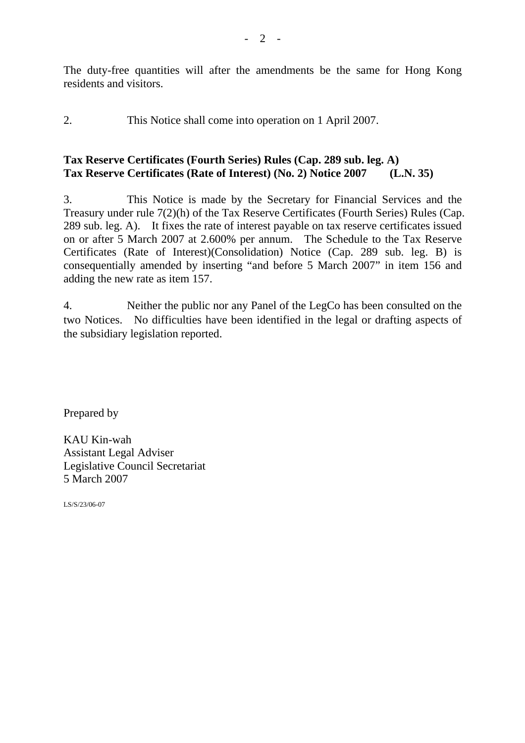The duty-free quantities will after the amendments be the same for Hong Kong residents and visitors.

2. This Notice shall come into operation on 1 April 2007.

**Tax Reserve Certificates (Fourth Series) Rules (Cap. 289 sub. leg. A)**
**Tax Reserve Certificates (Rate of Interest) (No. 2) Notice 2007 (L.N. 35)**

3. This Notice is made by the Secretary for Financial Services and the Treasury under rule 7(2)(h) of the Tax Reserve Certificates (Fourth Series) Rules (Cap. 289 sub. leg. A). It fixes the rate of interest payable on tax reserve certificates issued on or after 5 March 2007 at 2.600% per annum. The Schedule to the Tax Reserve Certificates (Rate of Interest)(Consolidation) Notice (Cap. 289 sub. leg. B) is consequentially amended by inserting "and before 5 March 2007" in item 156 and adding the new rate as item 157.

4. Neither the public nor any Panel of the LegCo has been consulted on the two Notices. No difficulties have been identified in the legal or drafting aspects of the subsidiary legislation reported.

Prepared by

KAU Kin-wah
Assistant Legal Adviser
Legislative Council Secretariat
5 March 2007

LS/S/23/06-07